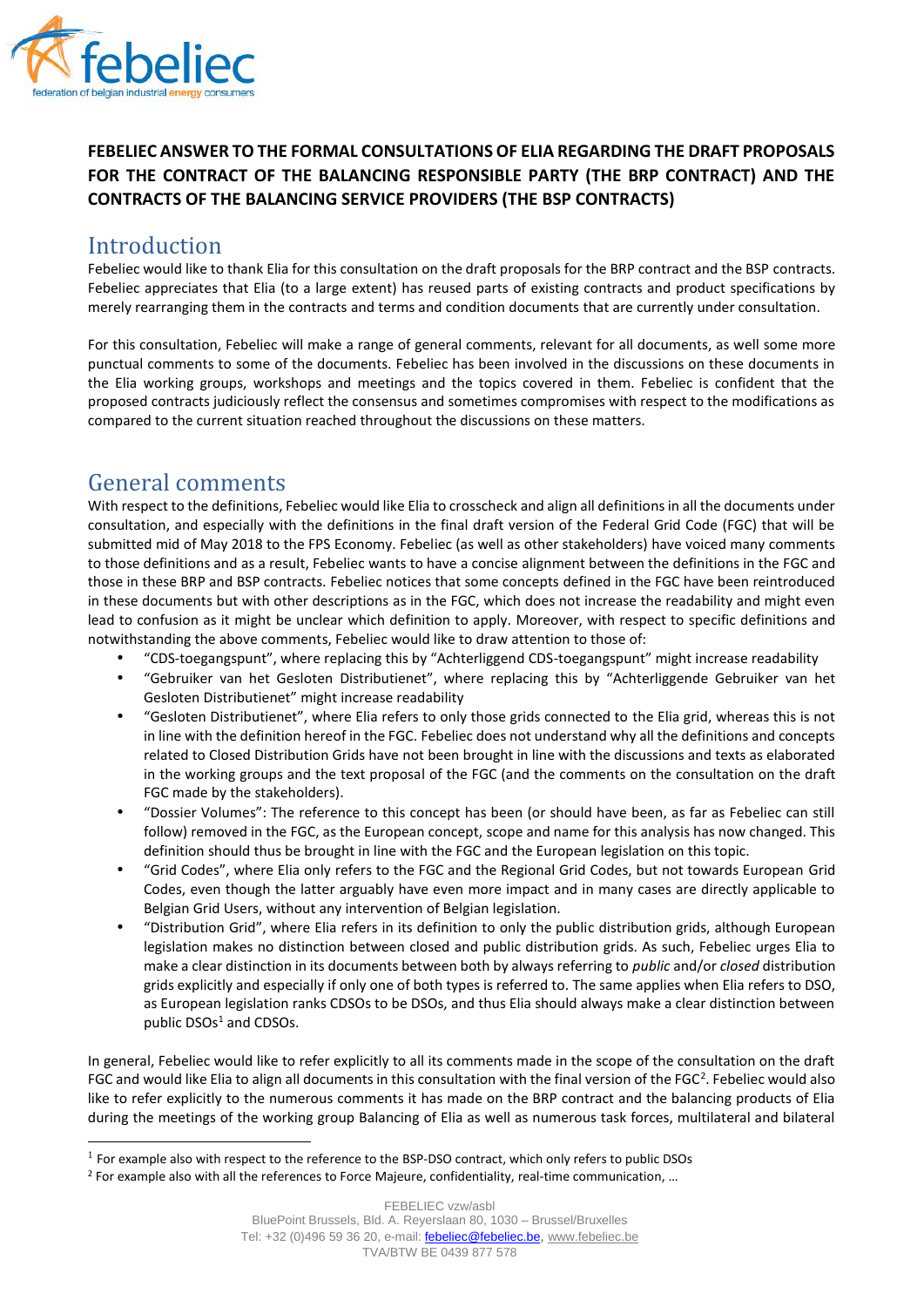**FEBELIEC ANSWER TO THE FORMAL CONSULTATIONS OF ELIA REGARDING THE DRAFT PROPOSALS FOR THE CONTRACT OF THE BALANCING RESPONSIBLE PARTY (THE BRP CONTRACT) AND THE CONTRACTS OF THE BALANCING SERVICE PROVIDERS (THE BSP CONTRACTS)**

# Introduction

Febeliec would like to thank Elia for this consultation on the draft proposals for the BRP contract and the BSP contracts. Febeliec appreciates that Elia (to a large extent) has reused parts of existing contracts and product specifications by merely rearranging them in the contracts and terms and condition documents that are currently under consultation.

For this consultation, Febeliec will make a range of general comments, relevant for all documents, as well some more punctual comments to some of the documents. Febeliec has been involved in the discussions on these documents in the Elia working groups, workshops and meetings and the topics covered in them. Febeliec is confident that the proposed contracts judiciously reflect the consensus and sometimes compromises with respect to the modifications as compared to the current situation reached throughout the discussions on these matters.

# General comments

With respect to the definitions, Febeliec would like Elia to crosscheck and align all definitions in all the documents under consultation, and especially with the definitions in the final draft version of the Federal Grid Code (FGC) that will be submitted mid of May 2018 to the FPS Economy. Febeliec (as well as other stakeholders) have voiced many comments to those definitions and as a result, Febeliec wants to have a concise alignment between the definitions in the FGC and those in these BRP and BSP contracts. Febeliec notices that some concepts defined in the FGC have been reintroduced in these documents but with other descriptions as in the FGC, which does not increase the readability and might even lead to confusion as it might be unclear which definition to apply. Moreover, with respect to specific definitions and notwithstanding the above comments, Febeliec would like to draw attention to those of:

- "CDS-toegangspunt", where replacing this by "Achterliggend CDS-toegangspunt" might increase readability
- "Gebruiker van het Gesloten Distributienet", where replacing this by "Achterliggende Gebruiker van het Gesloten Distributienet" might increase readability
- "Gesloten Distributienet", where Elia refers to only those grids connected to the Elia grid, whereas this is not in line with the definition hereof in the FGC. Febeliec does not understand why all the definitions and concepts related to Closed Distribution Grids have not been brought in line with the discussions and texts as elaborated in the working groups and the text proposal of the FGC (and the comments on the consultation on the draft FGC made by the stakeholders).
- "Dossier Volumes": The reference to this concept has been (or should have been, as far as Febeliec can still follow) removed in the FGC, as the European concept, scope and name for this analysis has now changed. This definition should thus be brought in line with the FGC and the European legislation on this topic.
- "Grid Codes", where Elia only refers to the FGC and the Regional Grid Codes, but not towards European Grid Codes, even though the latter arguably have even more impact and in many cases are directly applicable to Belgian Grid Users, without any intervention of Belgian legislation.
- "Distribution Grid", where Elia refers in its definition to only the public distribution grids, although European legislation makes no distinction between closed and public distribution grids. As such, Febeliec urges Elia to make a clear distinction in its documents between both by always referring to *public* and/or *closed* distribution grids explicitly and especially if only one of both types is referred to. The same applies when Elia refers to DSO, as European legislation ranks CDSOs to be DSOs, and thus Elia should always make a clear distinction between public DSOs[1] and CDSOs.

In general, Febeliec would like to refer explicitly to all its comments made in the scope of the consultation on the draft FGC and would like Elia to align all documents in this consultation with the final version of the FGC[2]. Febeliec would also like to refer explicitly to the numerous comments it has made on the BRP contract and the balancing products of Elia during the meetings of the working group Balancing of Elia as well as numerous task forces, multilateral and bilateral

[1] For example also with respect to the reference to the BSP-DSO contract, which only refers to public DSOs

[2] For example also with all the references to Force Majeure, confidentiality, real-time communication, …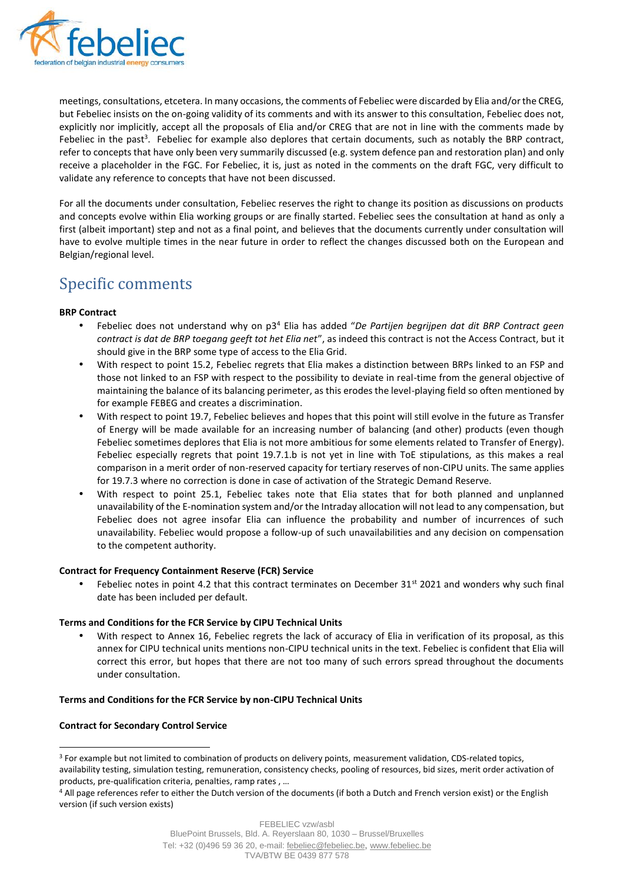meetings, consultations, etcetera. In many occasions, the comments of Febeliec were discarded by Elia and/or the CREG, but Febeliec insists on the on-going validity of its comments and with its answer to this consultation, Febeliec does not, explicitly nor implicitly, accept all the proposals of Elia and/or CREG that are not in line with the comments made by Febeliec in the past[3]. Febeliec for example also deplores that certain documents, such as notably the BRP contract, refer to concepts that have only been very summarily discussed (e.g. system defence pan and restoration plan) and only receive a placeholder in the FGC. For Febeliec, it is, just as noted in the comments on the draft FGC, very difficult to validate any reference to concepts that have not been discussed.

For all the documents under consultation, Febeliec reserves the right to change its position as discussions on products and concepts evolve within Elia working groups or are finally started. Febeliec sees the consultation at hand as only a first (albeit important) step and not as a final point, and believes that the documents currently under consultation will have to evolve multiple times in the near future in order to reflect the changes discussed both on the European and Belgian/regional level.

## Specific comments

**BRP Contract**

- Febeliec does not understand why on p3[4] Elia has added "*De Partijen begrijpen dat dit BRP Contract geen contract is dat de BRP toegang geeft tot het Elia net*", as indeed this contract is not the Access Contract, but it should give in the BRP some type of access to the Elia Grid.
- With respect to point 15.2, Febeliec regrets that Elia makes a distinction between BRPs linked to an FSP and those not linked to an FSP with respect to the possibility to deviate in real-time from the general objective of maintaining the balance of its balancing perimeter, as this erodes the level-playing field so often mentioned by for example FEBEG and creates a discrimination.
- With respect to point 19.7, Febeliec believes and hopes that this point will still evolve in the future as Transfer of Energy will be made available for an increasing number of balancing (and other) products (even though Febeliec sometimes deplores that Elia is not more ambitious for some elements related to Transfer of Energy). Febeliec especially regrets that point 19.7.1.b is not yet in line with ToE stipulations, as this makes a real comparison in a merit order of non-reserved capacity for tertiary reserves of non-CIPU units. The same applies for 19.7.3 where no correction is done in case of activation of the Strategic Demand Reserve.
- With respect to point 25.1, Febeliec takes note that Elia states that for both planned and unplanned unavailability of the E-nomination system and/or the Intraday allocation will not lead to any compensation, but Febeliec does not agree insofar Elia can influence the probability and number of incurrences of such unavailability. Febeliec would propose a follow-up of such unavailabilities and any decision on compensation to the competent authority.

**Contract for Frequency Containment Reserve (FCR) Service**

- Febeliec notes in point 4.2 that this contract terminates on December 31st 2021 and wonders why such final date has been included per default.

**Terms and Conditions for the FCR Service by CIPU Technical Units**

- With respect to Annex 16, Febeliec regrets the lack of accuracy of Elia in verification of its proposal, as this annex for CIPU technical units mentions non-CIPU technical units in the text. Febeliec is confident that Elia will correct this error, but hopes that there are not too many of such errors spread throughout the documents under consultation.

**Terms and Conditions for the FCR Service by non-CIPU Technical Units**

**Contract for Secondary Control Service**

---

[3] For example but not limited to combination of products on delivery points, measurement validation, CDS-related topics, availability testing, simulation testing, remuneration, consistency checks, pooling of resources, bid sizes, merit order activation of products, pre-qualification criteria, penalties, ramp rates , …

[4] All page references refer to either the Dutch version of the documents (if both a Dutch and French version exist) or the English version (if such version exists)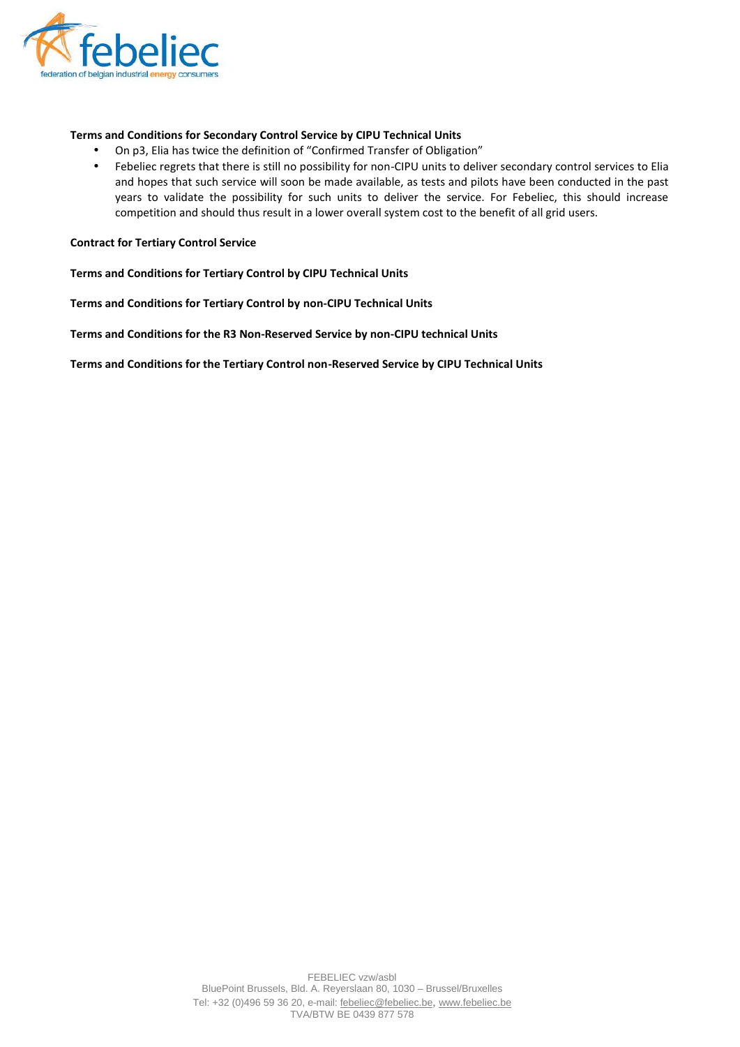**Terms and Conditions for Secondary Control Service by CIPU Technical Units**

- On p3, Elia has twice the definition of "Confirmed Transfer of Obligation"
- Febeliec regrets that there is still no possibility for non-CIPU units to deliver secondary control services to Elia and hopes that such service will soon be made available, as tests and pilots have been conducted in the past years to validate the possibility for such units to deliver the service. For Febeliec, this should increase competition and should thus result in a lower overall system cost to the benefit of all grid users.

**Contract for Tertiary Control Service**

**Terms and Conditions for Tertiary Control by CIPU Technical Units**

**Terms and Conditions for Tertiary Control by non-CIPU Technical Units**

**Terms and Conditions for the R3 Non-Reserved Service by non-CIPU technical Units**

**Terms and Conditions for the Tertiary Control non-Reserved Service by CIPU Technical Units**